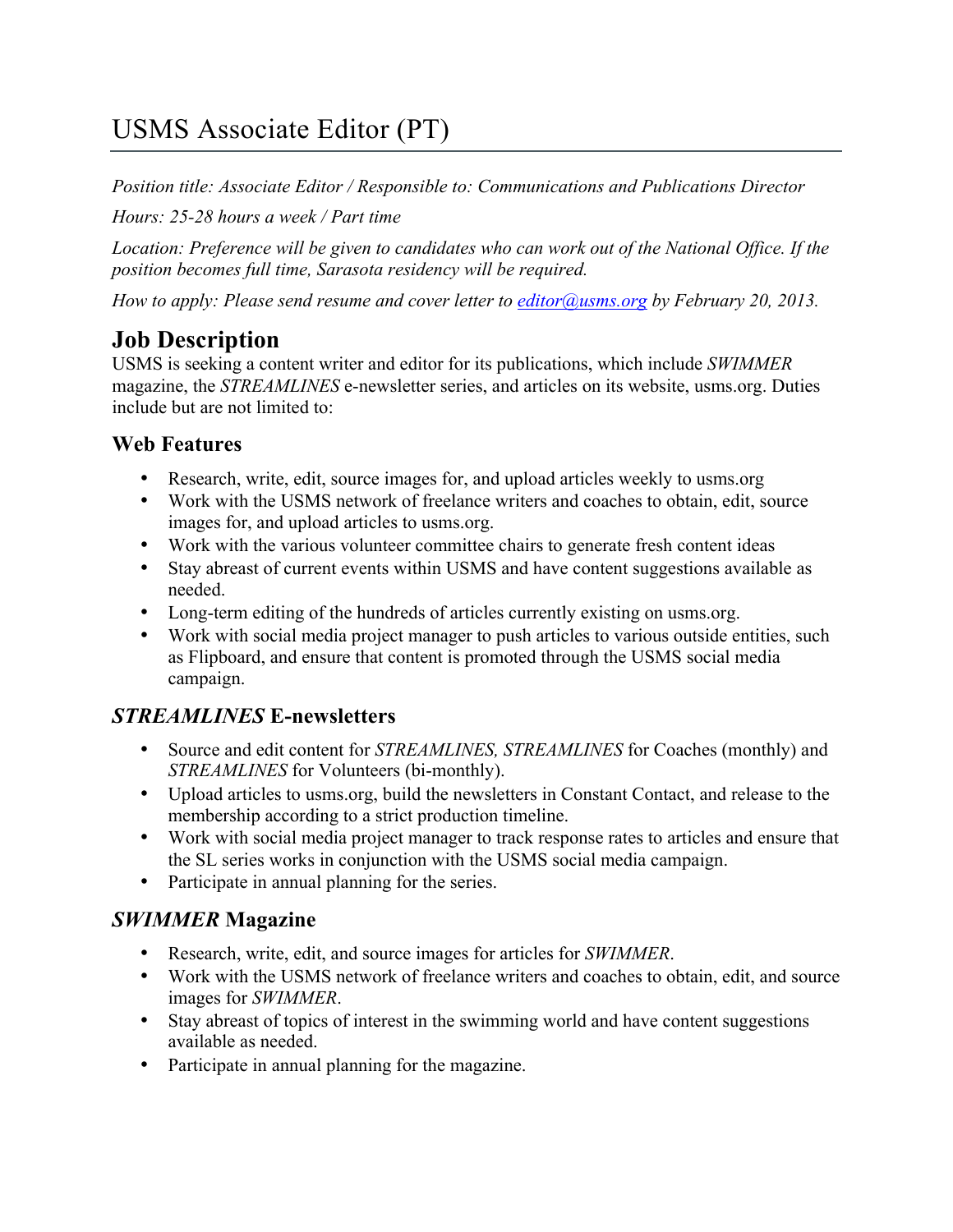# USMS Associate Editor (PT)

*Position title: Associate Editor / Responsible to: Communications and Publications Director*

*Hours: 25-28 hours a week / Part time*

*Location: Preference will be given to candidates who can work out of the National Office. If the position becomes full time, Sarasota residency will be required.*

*How to apply: Please send resume and cover letter to [editor@usms.org](mailto:editor@usms.org) by February 20, 2013.*

## Job Description

USMS is seeking a content writer and editor for its publications, which include *SWIMMER* magazine, the *STREAMLINES* e-newsletter series, and articles on its website, usms.org. Duties include but are not limited to:

### Web Features

- Research, write, edit, source images for, and upload articles weekly to usms.org
- Work with the USMS network of freelance writers and coaches to obtain, edit, source images for, and upload articles to usms.org.
- Work with the various volunteer committee chairs to generate fresh content ideas
- Stay abreast of current events within USMS and have content suggestions available as needed.
- Long-term editing of the hundreds of articles currently existing on usms.org.
- Work with social media project manager to push articles to various outside entities, such as Flipboard, and ensure that content is promoted through the USMS social media campaign.

### *STREAMLINES* E-newsletters

- Source and edit content for *STREAMLINES, STREAMLINES* for Coaches (monthly) and *STREAMLINES* for Volunteers (bi-monthly).
- Upload articles to usms.org, build the newsletters in Constant Contact, and release to the membership according to a strict production timeline.
- Work with social media project manager to track response rates to articles and ensure that the SL series works in conjunction with the USMS social media campaign.
- Participate in annual planning for the series.

### *SWIMMER* Magazine

- Research, write, edit, and source images for articles for *SWIMMER*.
- Work with the USMS network of freelance writers and coaches to obtain, edit, and source images for *SWIMMER*.
- Stay abreast of topics of interest in the swimming world and have content suggestions available as needed.
- Participate in annual planning for the magazine.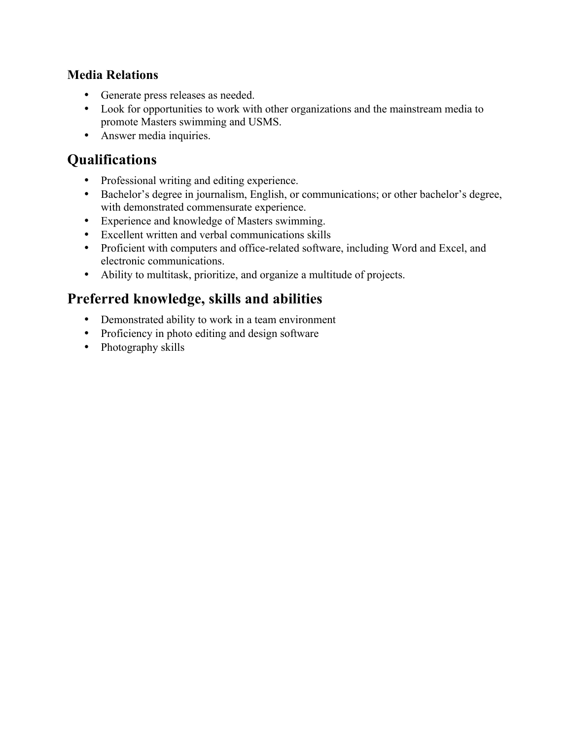### Media Relations

- Generate press releases as needed.
- Look for opportunities to work with other organizations and the mainstream media to promote Masters swimming and USMS.
- Answer media inquiries.

## Qualifications

- Professional writing and editing experience.
- Bachelor's degree in journalism, English, or communications; or other bachelor's degree, with demonstrated commensurate experience.
- Experience and knowledge of Masters swimming.
- Excellent written and verbal communications skills
- Proficient with computers and office-related software, including Word and Excel, and electronic communications.
- Ability to multitask, prioritize, and organize a multitude of projects.

## Preferred knowledge, skills and abilities

- Demonstrated ability to work in a team environment
- Proficiency in photo editing and design software
- Photography skills